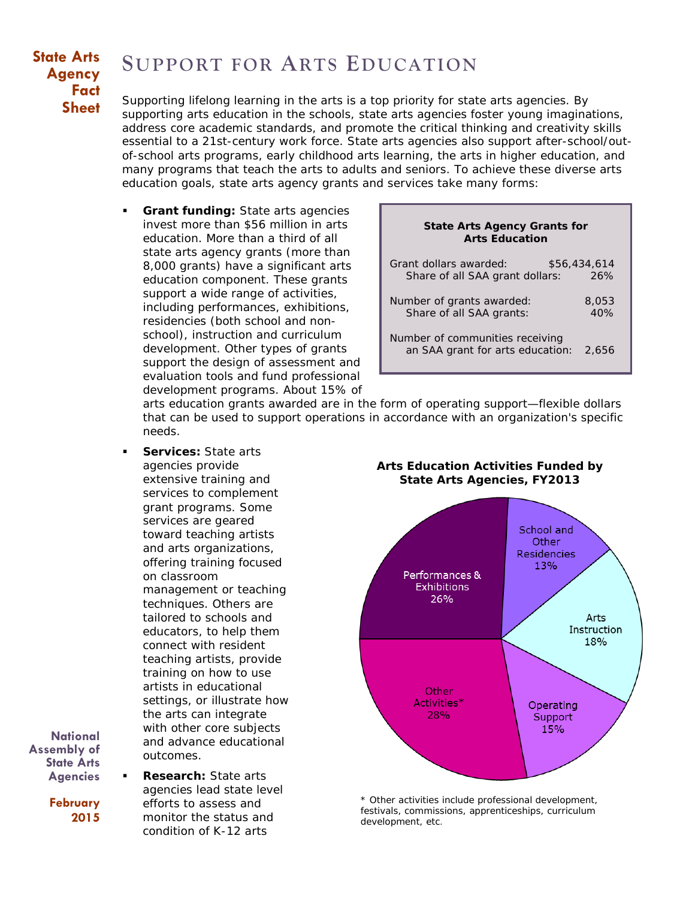**State Arts Agency Fact Sheet**

# Support for Arts Education

Supporting lifelong learning in the arts is a top priority for state arts agencies. By supporting arts education in the schools, state arts agencies foster young imaginations, address core academic standards, and promote the critical thinking and creativity skills essential to a 21st-century work force. State arts agencies also support after-school/out-of-school arts programs, early childhood arts learning, the arts in higher education, and many programs that teach the arts to adults and seniors. To achieve these diverse arts education goals, state arts agency grants and services take many forms:

- **Grant funding:** State arts agencies invest more than $56 million in arts education. More than a third of all state arts agency grants (more than 8,000 grants) have a significant arts education component. These grants support a wide range of activities, including performances, exhibitions, residencies (both school and non-school), instruction and curriculum development. Other types of grants support the design of assessment and evaluation tools and fund professional development programs. About 15% of arts education grants awarded are in the form of operating support—flexible dollars that can be used to support operations in accordance with an organization's specific needs.

**State Arts Agency Grants for Arts Education**

| | |
|---|---|
| Grant dollars awarded: | $56,434,614 |
| Share of all SAA grant dollars: | 26% |
| Number of grants awarded: | 8,053 |
| Share of all SAA grants: | 40% |
| Number of communities receiving an SAA grant for arts education: | 2,656 |

- **Services:** State arts agencies provide extensive training and services to complement grant programs. Some services are geared toward teaching artists and arts organizations, offering training focused on classroom management or teaching techniques. Others are tailored to schools and educators, to help them connect with resident teaching artists, provide training on how to use artists in educational settings, or illustrate how the arts can integrate with other core subjects and advance educational outcomes.

- **Research:** State arts agencies lead state level efforts to assess and monitor the status and condition of K-12 arts

**Arts Education Activities Funded by State Arts Agencies, FY2013**

| Activity | Share |
|---|---|
| Performances & Exhibitions | 26% |
| School and Other Residencies | 13% |
| Arts Instruction | 18% |
| Operating Support | 15% |
| Other Activities* | 28% |

\* Other activities include professional development, festivals, commissions, apprenticeships, curriculum development, etc.

**National Assembly of State Arts Agencies**

**February 2015**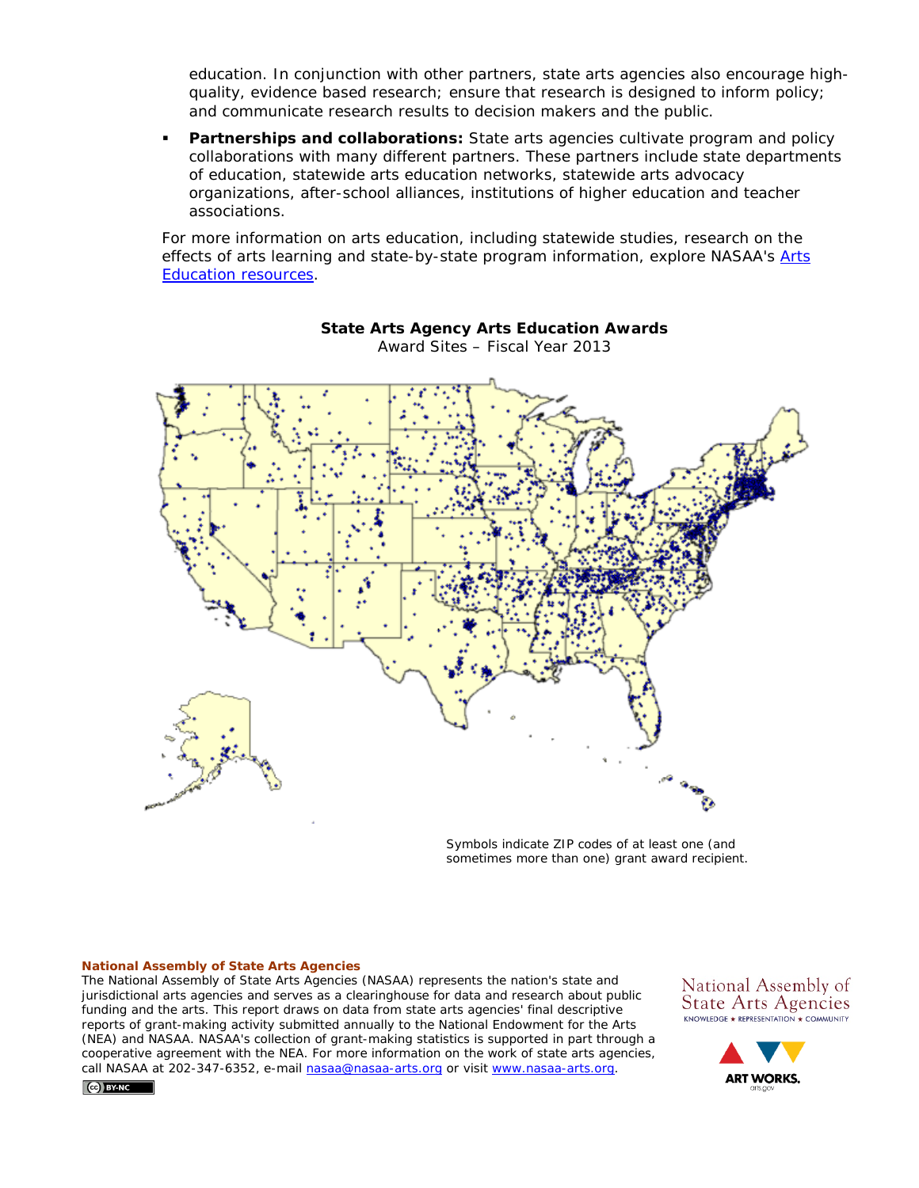education. In conjunction with other partners, state arts agencies also encourage high-quality, evidence based research; ensure that research is designed to inform policy; and communicate research results to decision makers and the public.

- **Partnerships and collaborations:** State arts agencies cultivate program and policy collaborations with many different partners. These partners include state departments of education, statewide arts education networks, statewide arts advocacy organizations, after-school alliances, institutions of higher education and teacher associations.

For more information on arts education, including statewide studies, research on the effects of arts learning and state-by-state program information, explore NASAA's [Arts Education resources](Arts Education resources).

**State Arts Agency Arts Education Awards**

Award Sites – Fiscal Year 2013

Symbols indicate ZIP codes of at least one (and sometimes more than one) grant award recipient.

**National Assembly of State Arts Agencies**

The National Assembly of State Arts Agencies (NASAA) represents the nation's state and jurisdictional arts agencies and serves as a clearinghouse for data and research about public funding and the arts. This report draws on data from state arts agencies' final descriptive reports of grant-making activity submitted annually to the National Endowment for the Arts (NEA) and NASAA. NASAA's collection of grant-making statistics is supported in part through a cooperative agreement with the NEA. For more information on the work of state arts agencies, call NASAA at 202-347-6352, e-mail nasaa@nasaa-arts.org or visit www.nasaa-arts.org.

National Assembly of State Arts Agencies

KNOWLEDGE ★ REPRESENTATION ★ COMMUNITY

ART WORKS.

arts.gov